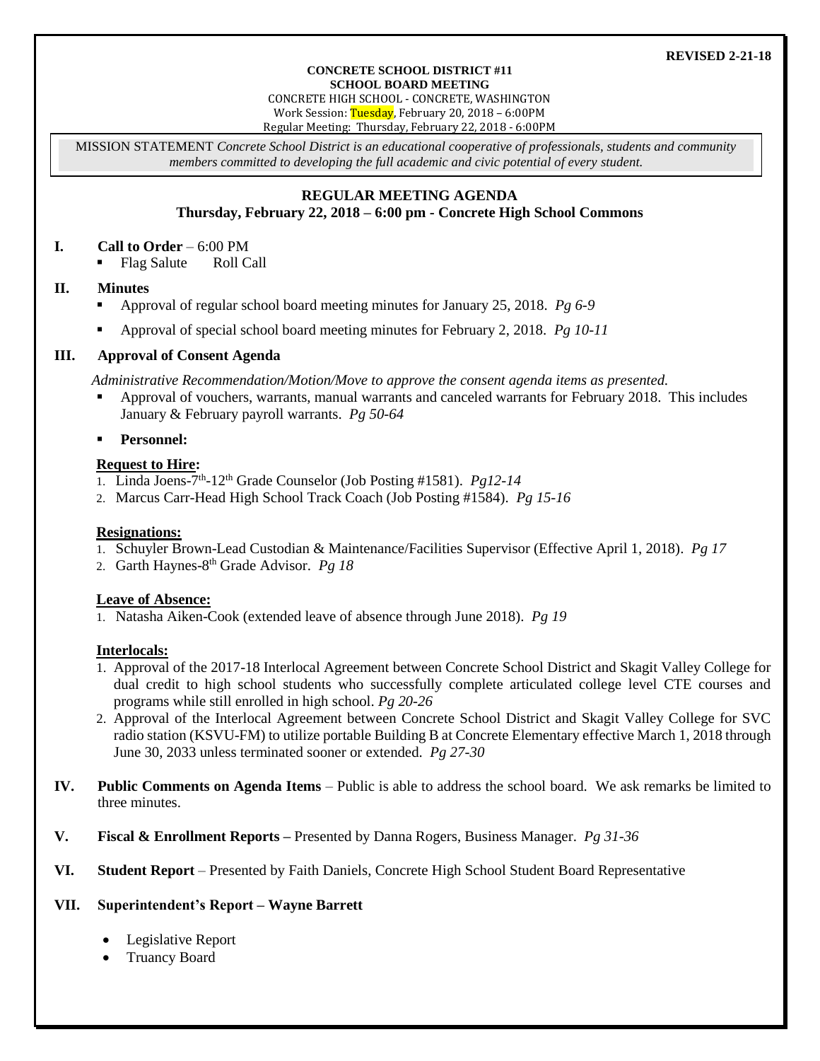**REVISED 2-21-18**

**CONCRETE SCHOOL DISTRICT #11**
**SCHOOL BOARD MEETING**
CONCRETE HIGH SCHOOL - CONCRETE, WASHINGTON
Work Session: Tuesday, February 20, 2018 – 6:00PM
Regular Meeting: Thursday, February 22, 2018 - 6:00PM

MISSION STATEMENT *Concrete School District is an educational cooperative of professionals, students and community members committed to developing the full academic and civic potential of every student.*

## REGULAR MEETING AGENDA
### Thursday, February 22, 2018 – 6:00 pm - Concrete High School Commons

**I. Call to Order** – 6:00 PM
- Flag Salute    Roll Call

**II. Minutes**
- Approval of regular school board meeting minutes for January 25, 2018. *Pg 6-9*
- Approval of special school board meeting minutes for February 2, 2018. *Pg 10-11*

**III. Approval of Consent Agenda**

*Administrative Recommendation/Motion/Move to approve the consent agenda items as presented.*
- Approval of vouchers, warrants, manual warrants and canceled warrants for February 2018. This includes January & February payroll warrants. *Pg 50-64*
- **Personnel:**

**Request to Hire:**
1. Linda Joens-7th-12th Grade Counselor (Job Posting #1581). *Pg12-14*
2. Marcus Carr-Head High School Track Coach (Job Posting #1584). *Pg 15-16*

**Resignations:**
1. Schuyler Brown-Lead Custodian & Maintenance/Facilities Supervisor (Effective April 1, 2018). *Pg 17*
2. Garth Haynes-8th Grade Advisor. *Pg 18*

**Leave of Absence:**
1. Natasha Aiken-Cook (extended leave of absence through June 2018). *Pg 19*

**Interlocals:**
1. Approval of the 2017-18 Interlocal Agreement between Concrete School District and Skagit Valley College for dual credit to high school students who successfully complete articulated college level CTE courses and programs while still enrolled in high school. *Pg 20-26*
2. Approval of the Interlocal Agreement between Concrete School District and Skagit Valley College for SVC radio station (KSVU-FM) to utilize portable Building B at Concrete Elementary effective March 1, 2018 through June 30, 2033 unless terminated sooner or extended. *Pg 27-30*

**IV. Public Comments on Agenda Items** – Public is able to address the school board. We ask remarks be limited to three minutes.

**V. Fiscal & Enrollment Reports –** Presented by Danna Rogers, Business Manager. *Pg 31-36*

**VI. Student Report** – Presented by Faith Daniels, Concrete High School Student Board Representative

**VII. Superintendent's Report – Wayne Barrett**
- Legislative Report
- Truancy Board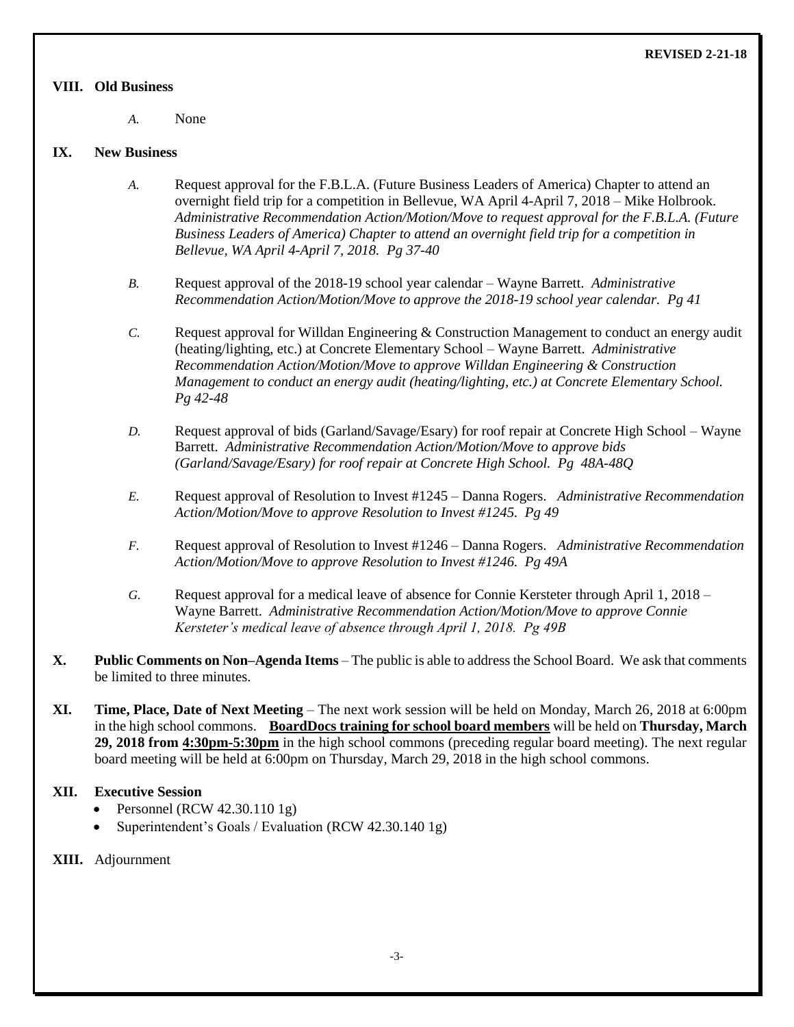**REVISED 2-21-18**

**VIII. Old Business**

*A.* None

**IX. New Business**

*A.* Request approval for the F.B.L.A. (Future Business Leaders of America) Chapter to attend an overnight field trip for a competition in Bellevue, WA April 4-April 7, 2018 – Mike Holbrook. *Administrative Recommendation Action/Motion/Move to request approval for the F.B.L.A. (Future Business Leaders of America) Chapter to attend an overnight field trip for a competition in Bellevue, WA April 4-April 7, 2018. Pg 37-40*

*B.* Request approval of the 2018-19 school year calendar – Wayne Barrett. *Administrative Recommendation Action/Motion/Move to approve the 2018-19 school year calendar. Pg 41*

*C.* Request approval for Willdan Engineering & Construction Management to conduct an energy audit (heating/lighting, etc.) at Concrete Elementary School – Wayne Barrett. *Administrative Recommendation Action/Motion/Move to approve Willdan Engineering & Construction Management to conduct an energy audit (heating/lighting, etc.) at Concrete Elementary School. Pg 42-48*

*D.* Request approval of bids (Garland/Savage/Esary) for roof repair at Concrete High School – Wayne Barrett. *Administrative Recommendation Action/Motion/Move to approve bids (Garland/Savage/Esary) for roof repair at Concrete High School. Pg 48A-48Q*

*E.* Request approval of Resolution to Invest #1245 – Danna Rogers. *Administrative Recommendation Action/Motion/Move to approve Resolution to Invest #1245. Pg 49*

*F.* Request approval of Resolution to Invest #1246 – Danna Rogers. *Administrative Recommendation Action/Motion/Move to approve Resolution to Invest #1246. Pg 49A*

*G.* Request approval for a medical leave of absence for Connie Kersteter through April 1, 2018 – Wayne Barrett. *Administrative Recommendation Action/Motion/Move to approve Connie Kersteter's medical leave of absence through April 1, 2018. Pg 49B*

**X. Public Comments on Non–Agenda Items** – The public is able to address the School Board. We ask that comments be limited to three minutes.

**XI. Time, Place, Date of Next Meeting** – The next work session will be held on Monday, March 26, 2018 at 6:00pm in the high school commons. **BoardDocs training for school board members** will be held on **Thursday, March 29, 2018 from 4:30pm-5:30pm** in the high school commons (preceding regular board meeting). The next regular board meeting will be held at 6:00pm on Thursday, March 29, 2018 in the high school commons.

**XII. Executive Session**

- Personnel (RCW 42.30.110 1g)
- Superintendent's Goals / Evaluation (RCW 42.30.140 1g)

**XIII.** Adjournment